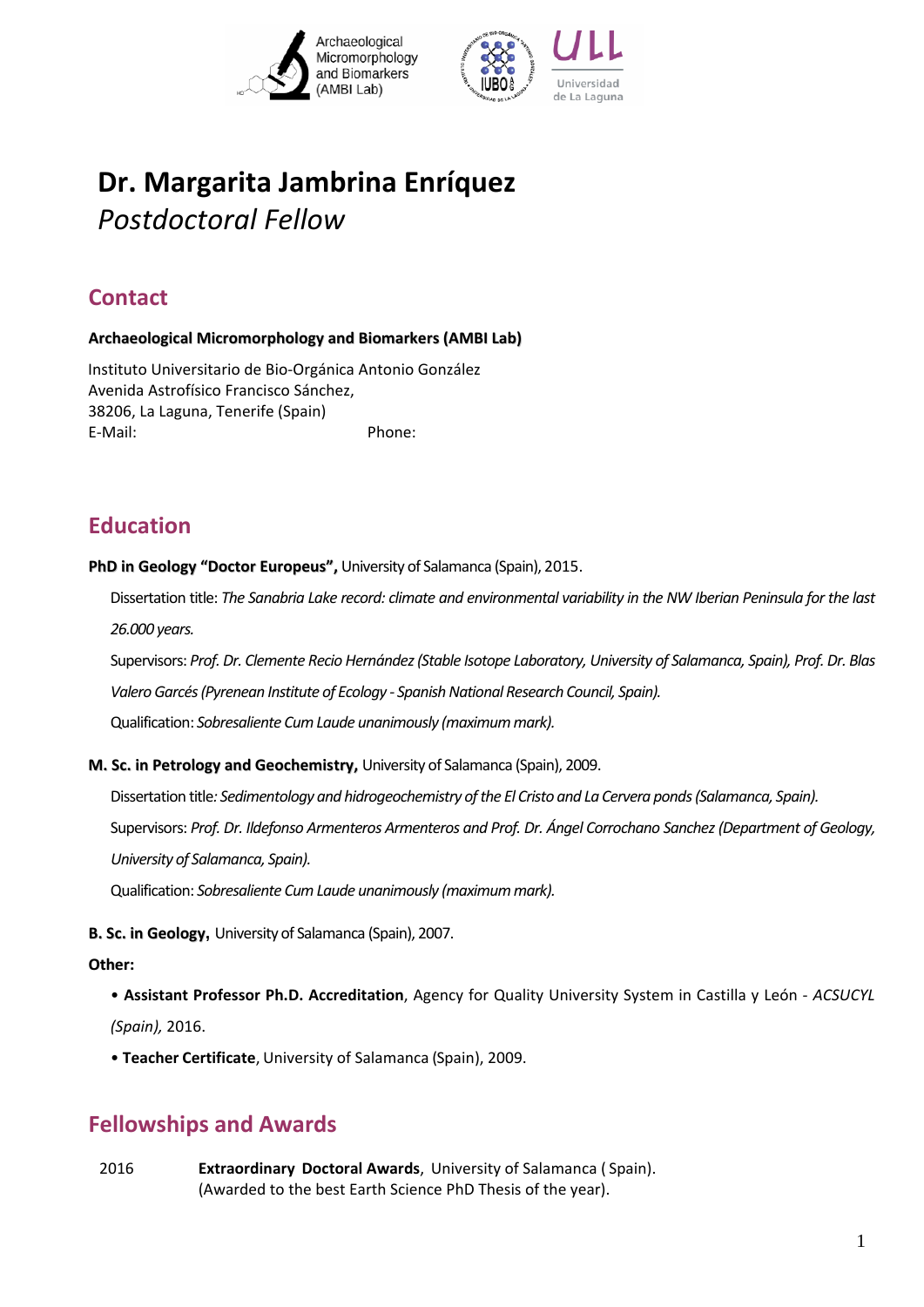Archaeological Micromorphology and Biomarkers (AMBI Lab)

Universidad de La Laguna

# Dr. Margarita Jambrina Enríquez
*Postdoctoral Fellow*

## Contact

**Archaeological Micromorphology and Biomarkers (AMBI Lab)**

Instituto Universitario de Bio-Orgánica Antonio González
Avenida Astrofísico Francisco Sánchez,
38206, La Laguna, Tenerife (Spain)
E-Mail: Phone:

## Education

**PhD in Geology "Doctor Europeus",** University of Salamanca (Spain), 2015.

Dissertation title: *The Sanabria Lake record: climate and environmental variability in the NW Iberian Peninsula for the last 26.000 years.*

Supervisors: *Prof. Dr. Clemente Recio Hernández (Stable Isotope Laboratory, University of Salamanca, Spain), Prof. Dr. Blas Valero Garcés (Pyrenean Institute of Ecology - Spanish National Research Council, Spain).*

Qualification: *Sobresaliente Cum Laude unanimously (maximum mark).*

**M. Sc. in Petrology and Geochemistry,** University of Salamanca (Spain), 2009.

Dissertation title*: Sedimentology and hidrogeochemistry of the El Cristo and La Cervera ponds (Salamanca, Spain).*

Supervisors: *Prof. Dr. Ildefonso Armenteros Armenteros and Prof. Dr. Ángel Corrochano Sanchez (Department of Geology, University of Salamanca, Spain).*

Qualification: *Sobresaliente Cum Laude unanimously (maximum mark).*

**B. Sc. in Geology,** University of Salamanca (Spain), 2007.

**Other:**

- **Assistant Professor Ph.D. Accreditation**, Agency for Quality University System in Castilla y León - *ACSUCYL (Spain),* 2016.
- **Teacher Certificate**, University of Salamanca (Spain), 2009.

## Fellowships and Awards

2016 **Extraordinary Doctoral Awards**, University of Salamanca ( Spain).
(Awarded to the best Earth Science PhD Thesis of the year).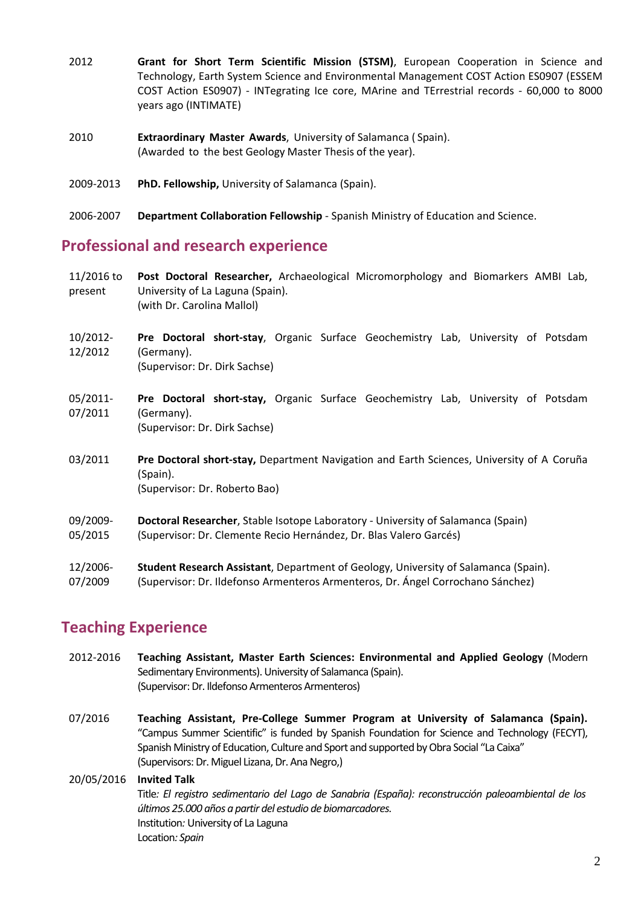2012 **Grant for Short Term Scientific Mission (STSM)**, European Cooperation in Science and Technology, Earth System Science and Environmental Management COST Action ES0907 (ESSEM COST Action ES0907) - INTegrating Ice core, MArine and TErrestrial records - 60,000 to 8000 years ago (INTIMATE)

2010 **Extraordinary Master Awards**, University of Salamanca ( Spain).
(Awarded to the best Geology Master Thesis of the year).

2009-2013 **PhD. Fellowship,** University of Salamanca (Spain).

2006-2007 **Department Collaboration Fellowship** - Spanish Ministry of Education and Science.

## Professional and research experience

11/2016 to present **Post Doctoral Researcher,** Archaeological Micromorphology and Biomarkers AMBI Lab, University of La Laguna (Spain).
(with Dr. Carolina Mallol)

10/2012-12/2012 **Pre Doctoral short-stay**, Organic Surface Geochemistry Lab, University of Potsdam (Germany).
(Supervisor: Dr. Dirk Sachse)

05/2011-07/2011 **Pre Doctoral short-stay,** Organic Surface Geochemistry Lab, University of Potsdam (Germany).
(Supervisor: Dr. Dirk Sachse)

03/2011 **Pre Doctoral short-stay,** Department Navigation and Earth Sciences, University of A Coruña (Spain).
(Supervisor: Dr. Roberto Bao)

09/2009-05/2015 **Doctoral Researcher**, Stable Isotope Laboratory - University of Salamanca (Spain)
(Supervisor: Dr. Clemente Recio Hernández, Dr. Blas Valero Garcés)

12/2006-07/2009 **Student Research Assistant**, Department of Geology, University of Salamanca (Spain).
(Supervisor: Dr. Ildefonso Armenteros Armenteros, Dr. Ángel Corrochano Sánchez)

## Teaching Experience

2012-2016 **Teaching Assistant, Master Earth Sciences: Environmental and Applied Geology** (Modern Sedimentary Environments). University of Salamanca (Spain).
(Supervisor: Dr. Ildefonso Armenteros Armenteros)

07/2016 **Teaching Assistant, Pre-College Summer Program at University of Salamanca (Spain).** "Campus Summer Scientific" is funded by Spanish Foundation for Science and Technology (FECYT), Spanish Ministry of Education, Culture and Sport and supported by Obra Social "La Caixa"
(Supervisors: Dr. Miguel Lizana, Dr. Ana Negro,)

20/05/2016 **Invited Talk**
Title*: El registro sedimentario del Lago de Sanabria (España): reconstrucción paleoambiental de los últimos 25.000 años a partir del estudio de biomarcadores.*
Institution*:* University of La Laguna
Location*: Spain*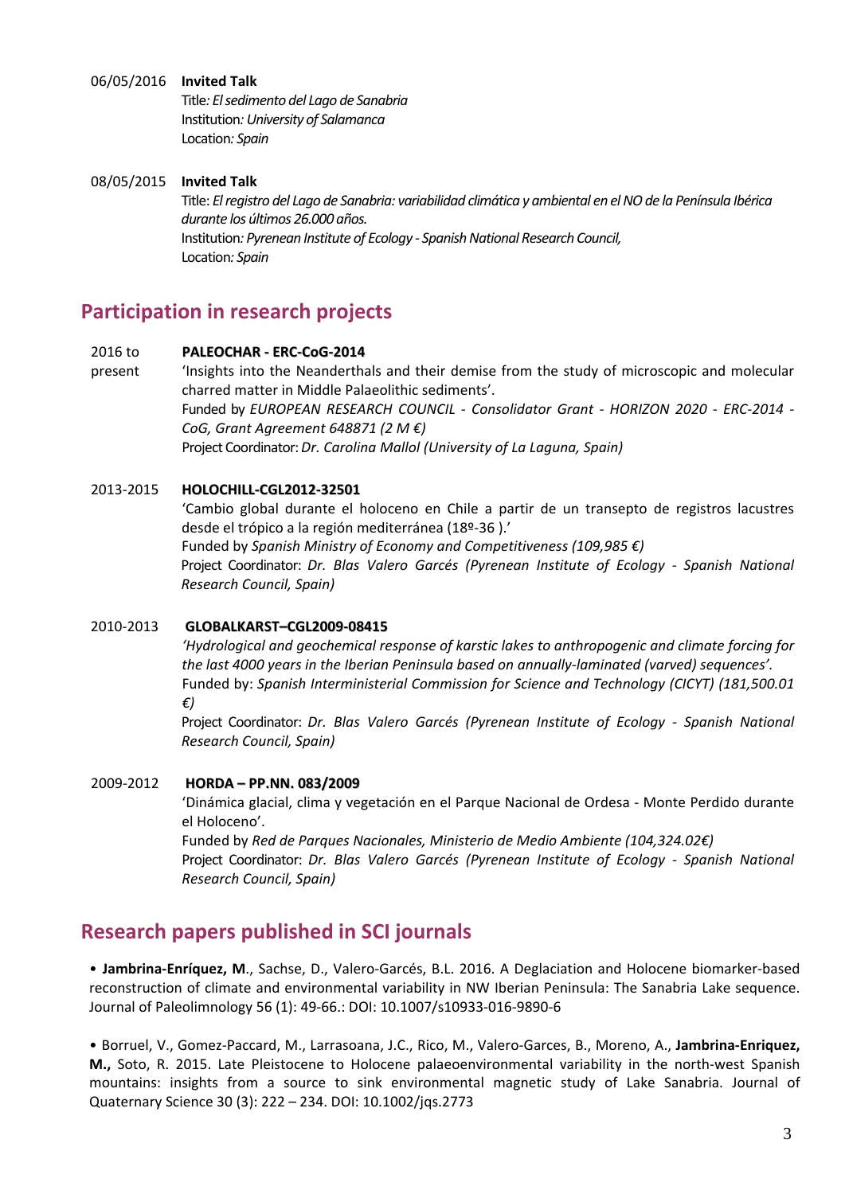06/05/2016 **Invited Talk**
Title*: El sedimento del Lago de Sanabria*
Institution*: University of Salamanca*
Location*: Spain*

08/05/2015 **Invited Talk**
Title: *El registro del Lago de Sanabria: variabilidad climática y ambiental en el NO de la Península Ibérica durante los últimos 26.000 años.*
Institution*: Pyrenean Institute of Ecology - Spanish National Research Council,*
Location*: Spain*

## Participation in research projects

2016 to present **PALEOCHAR - ERC-CoG-2014**
'Insights into the Neanderthals and their demise from the study of microscopic and molecular charred matter in Middle Palaeolithic sediments'.
Funded by *EUROPEAN RESEARCH COUNCIL - Consolidator Grant - HORIZON 2020 - ERC-2014 - CoG, Grant Agreement 648871 (2 M €)*
Project Coordinator: *Dr. Carolina Mallol (University of La Laguna, Spain)*

2013-2015 **HOLOCHILL-CGL2012-32501**
'Cambio global durante el holoceno en Chile a partir de un transepto de registros lacustres desde el trópico a la región mediterránea (18º-36 ).'
Funded by *Spanish Ministry of Economy and Competitiveness (109,985 €)*
Project Coordinator: *Dr. Blas Valero Garcés (Pyrenean Institute of Ecology - Spanish National Research Council, Spain)*

2010-2013 **GLOBALKARST–CGL2009-08415**
*'Hydrological and geochemical response of karstic lakes to anthropogenic and climate forcing for the last 4000 years in the Iberian Peninsula based on annually-laminated (varved) sequences'.*
Funded by: *Spanish Interministerial Commission for Science and Technology (CICYT) (181,500.01 €)*
Project Coordinator: *Dr. Blas Valero Garcés (Pyrenean Institute of Ecology - Spanish National Research Council, Spain)*

2009-2012 **HORDA – PP.NN. 083/2009**
'Dinámica glacial, clima y vegetación en el Parque Nacional de Ordesa - Monte Perdido durante el Holoceno'.
Funded by *Red de Parques Nacionales, Ministerio de Medio Ambiente (104,324.02€)*
Project Coordinator: *Dr. Blas Valero Garcés (Pyrenean Institute of Ecology - Spanish National Research Council, Spain)*

## Research papers published in SCI journals

• **Jambrina-Enríquez, M**., Sachse, D., Valero-Garcés, B.L. 2016. A Deglaciation and Holocene biomarker-based reconstruction of climate and environmental variability in NW Iberian Peninsula: The Sanabria Lake sequence. Journal of Paleolimnology 56 (1): 49-66.: DOI: 10.1007/s10933-016-9890-6

• Borruel, V., Gomez-Paccard, M., Larrasoana, J.C., Rico, M., Valero-Garces, B., Moreno, A., **Jambrina-Enriquez, M.,** Soto, R. 2015. Late Pleistocene to Holocene palaeoenvironmental variability in the north-west Spanish mountains: insights from a source to sink environmental magnetic study of Lake Sanabria. Journal of Quaternary Science 30 (3): 222 – 234. DOI: 10.1002/jqs.2773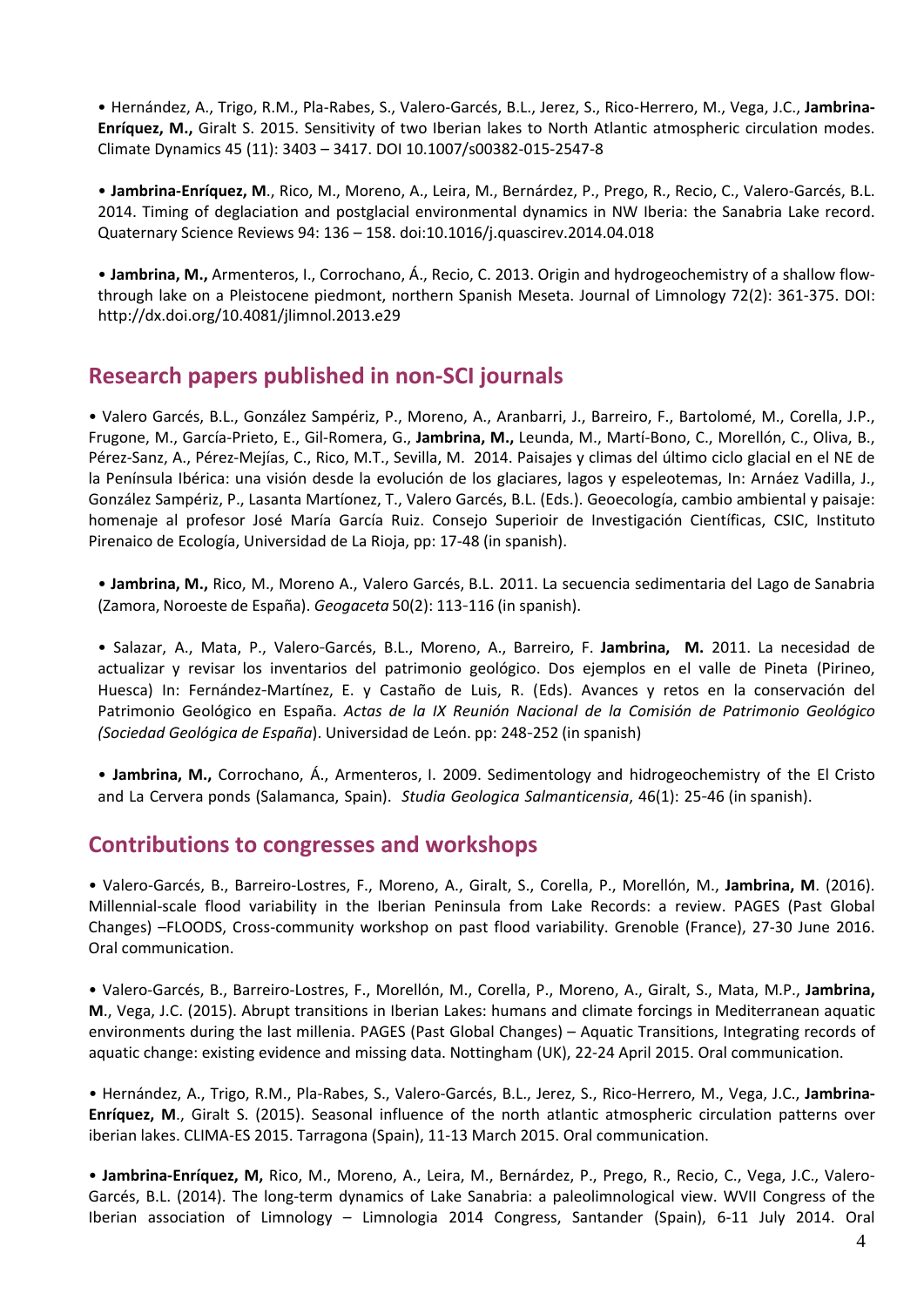- Hernández, A., Trigo, R.M., Pla-Rabes, S., Valero-Garcés, B.L., Jerez, S., Rico-Herrero, M., Vega, J.C., **Jambrina-Enríquez, M.,** Giralt S. 2015. Sensitivity of two Iberian lakes to North Atlantic atmospheric circulation modes. Climate Dynamics 45 (11): 3403 – 3417. DOI 10.1007/s00382-015-2547-8

- **Jambrina-Enríquez, M**., Rico, M., Moreno, A., Leira, M., Bernárdez, P., Prego, R., Recio, C., Valero-Garcés, B.L. 2014. Timing of deglaciation and postglacial environmental dynamics in NW Iberia: the Sanabria Lake record. Quaternary Science Reviews 94: 136 – 158. doi:10.1016/j.quascirev.2014.04.018

- **Jambrina, M.,** Armenteros, I., Corrochano, Á., Recio, C. 2013. Origin and hydrogeochemistry of a shallow flow-through lake on a Pleistocene piedmont, northern Spanish Meseta. Journal of Limnology 72(2): 361-375. DOI: http://dx.doi.org/10.4081/jlimnol.2013.e29

## Research papers published in non-SCI journals

- Valero Garcés, B.L., González Sampériz, P., Moreno, A., Aranbarri, J., Barreiro, F., Bartolomé, M., Corella, J.P., Frugone, M., García-Prieto, E., Gil-Romera, G., **Jambrina, M.,** Leunda, M., Martí-Bono, C., Morellón, C., Oliva, B., Pérez-Sanz, A., Pérez-Mejías, C., Rico, M.T., Sevilla, M. 2014. Paisajes y climas del último ciclo glacial en el NE de la Península Ibérica: una visión desde la evolución de los glaciares, lagos y espeleotemas, In: Arnáez Vadilla, J., González Sampériz, P., Lasanta Martíonez, T., Valero Garcés, B.L. (Eds.). Geoecología, cambio ambiental y paisaje: homenaje al profesor José María García Ruiz. Consejo Superioir de Investigación Científicas, CSIC, Instituto Pirenaico de Ecología, Universidad de La Rioja, pp: 17-48 (in spanish).

- **Jambrina, M.,** Rico, M., Moreno A., Valero Garcés, B.L. 2011. La secuencia sedimentaria del Lago de Sanabria (Zamora, Noroeste de España). *Geogaceta* 50(2): 113-116 (in spanish).

- Salazar, A., Mata, P., Valero-Garcés, B.L., Moreno, A., Barreiro, F. **Jambrina, M.** 2011. La necesidad de actualizar y revisar los inventarios del patrimonio geológico. Dos ejemplos en el valle de Pineta (Pirineo, Huesca) In: Fernández-Martínez, E. y Castaño de Luis, R. (Eds). Avances y retos en la conservación del Patrimonio Geológico en España. *Actas de la IX Reunión Nacional de la Comisión de Patrimonio Geológico (Sociedad Geológica de España*). Universidad de León. pp: 248-252 (in spanish)

- **Jambrina, M.,** Corrochano, Á., Armenteros, I. 2009. Sedimentology and hidrogeochemistry of the El Cristo and La Cervera ponds (Salamanca, Spain). *Studia Geologica Salmanticensia*, 46(1): 25-46 (in spanish).

## Contributions to congresses and workshops

- Valero-Garcés, B., Barreiro-Lostres, F., Moreno, A., Giralt, S., Corella, P., Morellón, M., **Jambrina, M**. (2016). Millennial-scale flood variability in the Iberian Peninsula from Lake Records: a review. PAGES (Past Global Changes) –FLOODS, Cross-community workshop on past flood variability. Grenoble (France), 27-30 June 2016. Oral communication.

- Valero-Garcés, B., Barreiro-Lostres, F., Morellón, M., Corella, P., Moreno, A., Giralt, S., Mata, M.P., **Jambrina, M**., Vega, J.C. (2015). Abrupt transitions in Iberian Lakes: humans and climate forcings in Mediterranean aquatic environments during the last millenia. PAGES (Past Global Changes) – Aquatic Transitions, Integrating records of aquatic change: existing evidence and missing data. Nottingham (UK), 22-24 April 2015. Oral communication.

- Hernández, A., Trigo, R.M., Pla-Rabes, S., Valero-Garcés, B.L., Jerez, S., Rico-Herrero, M., Vega, J.C., **Jambrina-Enríquez, M**., Giralt S. (2015). Seasonal influence of the north atlantic atmospheric circulation patterns over iberian lakes. CLIMA-ES 2015. Tarragona (Spain), 11-13 March 2015. Oral communication.

- **Jambrina-Enríquez, M,** Rico, M., Moreno, A., Leira, M., Bernárdez, P., Prego, R., Recio, C., Vega, J.C., Valero-Garcés, B.L. (2014). The long-term dynamics of Lake Sanabria: a paleolimnological view. WVII Congress of the Iberian association of Limnology – Limnologia 2014 Congress, Santander (Spain), 6-11 July 2014. Oral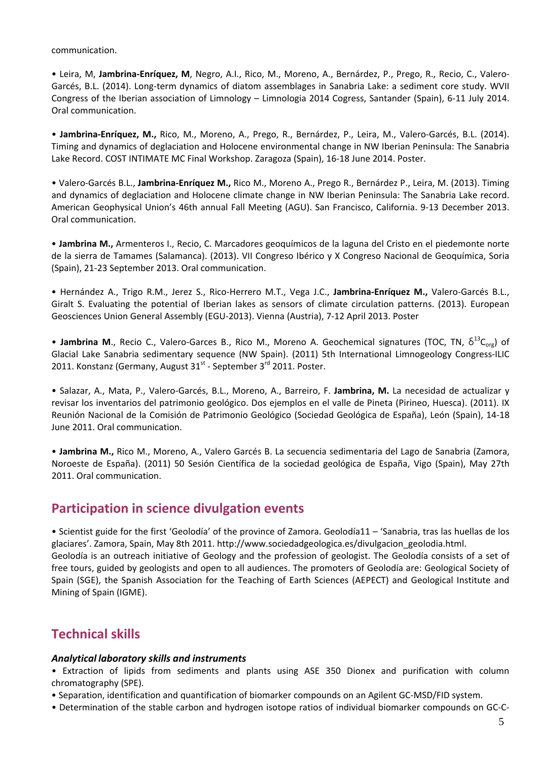communication.

• Leira, M, **Jambrina-Enríquez, M**, Negro, A.I., Rico, M., Moreno, A., Bernárdez, P., Prego, R., Recio, C., Valero-Garcés, B.L. (2014). Long-term dynamics of diatom assemblages in Sanabria Lake: a sediment core study. WVII Congress of the Iberian association of Limnology – Limnologia 2014 Cogress, Santander (Spain), 6-11 July 2014. Oral communication.

• **Jambrina-Enríquez, M.,** Rico, M., Moreno, A., Prego, R., Bernárdez, P., Leira, M., Valero-Garcés, B.L. (2014). Timing and dynamics of deglaciation and Holocene environmental change in NW Iberian Peninsula: The Sanabria Lake Record. COST INTIMATE MC Final Workshop. Zaragoza (Spain), 16-18 June 2014. Poster.

• Valero-Garcés B.L., **Jambrina-Enríquez M.,** Rico M., Moreno A., Prego R., Bernárdez P., Leira, M. (2013). Timing and dynamics of deglaciation and Holocene climate change in NW Iberian Peninsula: The Sanabria Lake record. American Geophysical Union's 46th annual Fall Meeting (AGU). San Francisco, California. 9-13 December 2013. Oral communication.

• **Jambrina M.,** Armenteros I., Recio, C. Marcadores geoquímicos de la laguna del Cristo en el piedemonte norte de la sierra de Tamames (Salamanca). (2013). VII Congreso Ibérico y X Congreso Nacional de Geoquímica, Soria (Spain), 21-23 September 2013. Oral communication.

• Hernández A., Trigo R.M., Jerez S., Rico-Herrero M.T., Vega J.C., **Jambrina-Enríquez M.,** Valero-Garcés B.L., Giralt S. Evaluating the potential of Iberian lakes as sensors of climate circulation patterns. (2013). European Geosciences Union General Assembly (EGU-2013). Vienna (Austria), 7-12 April 2013. Poster

• **Jambrina M**., Recio C., Valero-Garces B., Rico M., Moreno A. Geochemical signatures (TOC, TN, $\delta^{13}C_{org}$) of Glacial Lake Sanabria sedimentary sequence (NW Spain). (2011) 5th International Limnogeology Congress-ILIC 2011. Konstanz (Germany, August 31st - September 3rd 2011. Poster.

• Salazar, A., Mata, P., Valero-Garcés, B.L., Moreno, A., Barreiro, F. **Jambrina, M.** La necesidad de actualizar y revisar los inventarios del patrimonio geológico. Dos ejemplos en el valle de Pineta (Pirineo, Huesca). (2011). IX Reunión Nacional de la Comisión de Patrimonio Geológico (Sociedad Geológica de España), León (Spain), 14-18 June 2011. Oral communication.

• **Jambrina M.,** Rico M., Moreno, A., Valero Garcés B. La secuencia sedimentaria del Lago de Sanabria (Zamora, Noroeste de España). (2011) 50 Sesión Científica de la sociedad geológica de España, Vigo (Spain), May 27th 2011. Oral communication.

## Participation in science divulgation events

• Scientist guide for the first 'Geolodía' of the province of Zamora. Geolodía11 – 'Sanabria, tras las huellas de los glaciares'. Zamora, Spain, May 8th 2011. http://www.sociedadgeologica.es/divulgacion_geolodia.html.
Geolodía is an outreach initiative of Geology and the profession of geologist. The Geolodía consists of a set of free tours, guided by geologists and open to all audiences. The promoters of Geolodía are: Geological Society of Spain (SGE), the Spanish Association for the Teaching of Earth Sciences (AEPECT) and Geological Institute and Mining of Spain (IGME).

## Technical skills

### *Analytical laboratory skills and instruments*

• Extraction of lipids from sediments and plants using ASE 350 Dionex and purification with column chromatography (SPE).
• Separation, identification and quantification of biomarker compounds on an Agilent GC-MSD/FID system.
• Determination of the stable carbon and hydrogen isotope ratios of individual biomarker compounds on GC-C-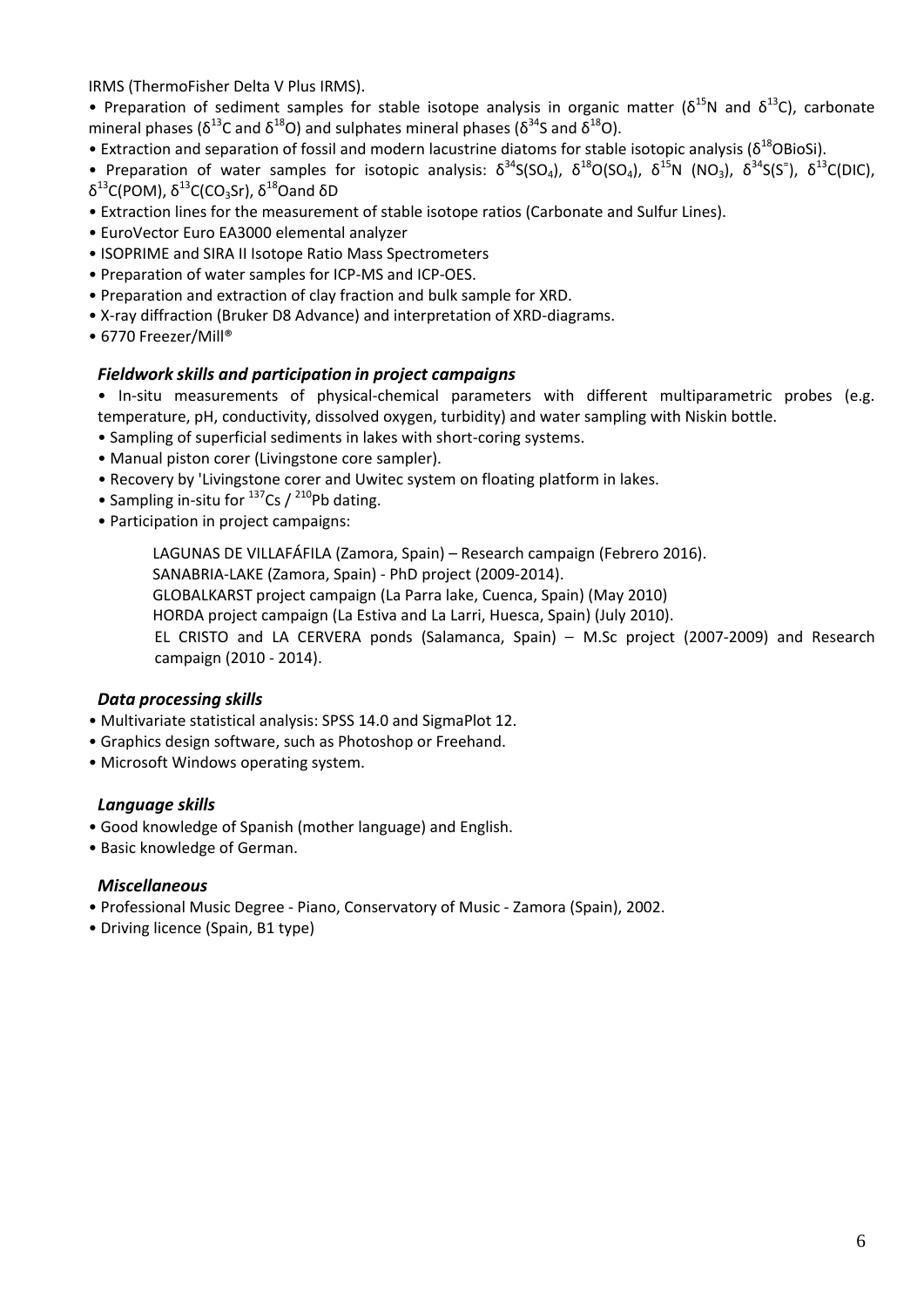IRMS (ThermoFisher Delta V Plus IRMS).

- Preparation of sediment samples for stable isotope analysis in organic matter ($\delta^{15}N$ and $\delta^{13}C$), carbonate mineral phases ($\delta^{13}C$ and $\delta^{18}O$) and sulphates mineral phases ($\delta^{34}S$ and $\delta^{18}O$).
- Extraction and separation of fossil and modern lacustrine diatoms for stable isotopic analysis ($\delta^{18}O$BioSi).
- Preparation of water samples for isotopic analysis: $\delta^{34}S(SO_4)$, $\delta^{18}O(SO_4)$, $\delta^{15}N$ ($NO_3$), $\delta^{34}S(S^=)$, $\delta^{13}C$(DIC), $\delta^{13}C$(POM), $\delta^{13}C(CO_3Sr)$, $\delta^{18}O$and $\delta D$
- Extraction lines for the measurement of stable isotope ratios (Carbonate and Sulfur Lines).
- EuroVector Euro EA3000 elemental analyzer
- ISOPRIME and SIRA II Isotope Ratio Mass Spectrometers
- Preparation of water samples for ICP-MS and ICP-OES.
- Preparation and extraction of clay fraction and bulk sample for XRD.
- X-ray diffraction (Bruker D8 Advance) and interpretation of XRD-diagrams.
- 6770 Freezer/Mill®

### *Fieldwork skills and participation in project campaigns*

- In-situ measurements of physical-chemical parameters with different multiparametric probes (e.g. temperature, pH, conductivity, dissolved oxygen, turbidity) and water sampling with Niskin bottle.
- Sampling of superficial sediments in lakes with short-coring systems.
- Manual piston corer (Livingstone core sampler).
- Recovery by 'Livingstone corer and Uwitec system on floating platform in lakes.
- Sampling in-situ for $^{137}Cs$ / $^{210}Pb$ dating.
- Participation in project campaigns:

  LAGUNAS DE VILLAFÁFILA (Zamora, Spain) – Research campaign (Febrero 2016).
  SANABRIA-LAKE (Zamora, Spain) - PhD project (2009-2014).
  GLOBALKARST project campaign (La Parra lake, Cuenca, Spain) (May 2010)
  HORDA project campaign (La Estiva and La Larri, Huesca, Spain) (July 2010).
  EL CRISTO and LA CERVERA ponds (Salamanca, Spain) – M.Sc project (2007-2009) and Research campaign (2010 - 2014).

### *Data processing skills*

- Multivariate statistical analysis: SPSS 14.0 and SigmaPlot 12.
- Graphics design software, such as Photoshop or Freehand.
- Microsoft Windows operating system.

### *Language skills*

- Good knowledge of Spanish (mother language) and English.
- Basic knowledge of German.

### *Miscellaneous*

- Professional Music Degree - Piano, Conservatory of Music - Zamora (Spain), 2002.
- Driving licence (Spain, B1 type)